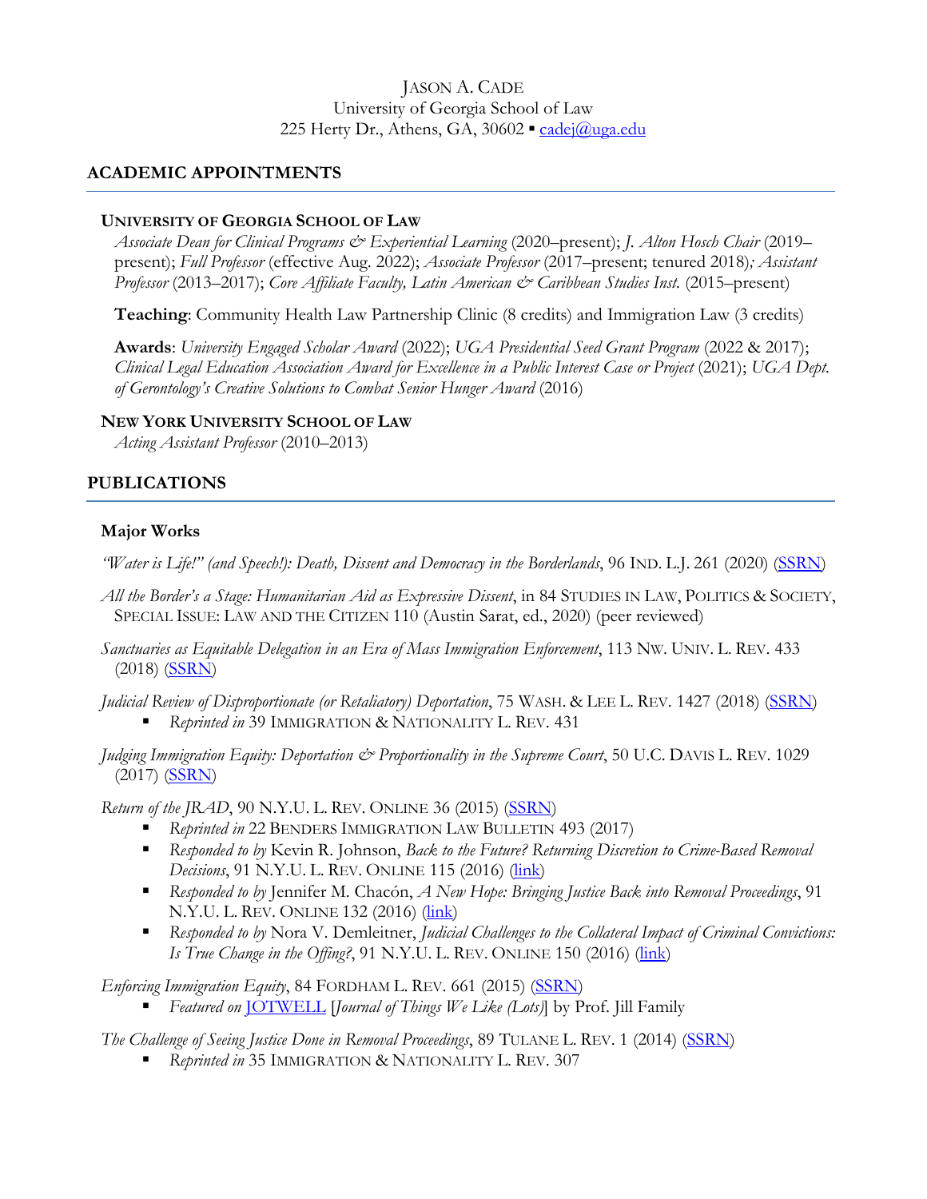# Jason A. Cade

University of Georgia School of Law
225 Herty Dr., Athens, GA, 30602 ▪ cadej@uga.edu

## ACADEMIC APPOINTMENTS

### University of Georgia School of Law

*Associate Dean for Clinical Programs & Experiential Learning* (2020–present); *J. Alton Hosch Chair* (2019–present); *Full Professor* (effective Aug. 2022); *Associate Professor* (2017–present; tenured 2018)*; Assistant Professor* (2013–2017); *Core Affiliate Faculty, Latin American & Caribbean Studies Inst.* (2015–present)

**Teaching**: Community Health Law Partnership Clinic (8 credits) and Immigration Law (3 credits)

**Awards**: *University Engaged Scholar Award* (2022); *UGA Presidential Seed Grant Program* (2022 & 2017); *Clinical Legal Education Association Award for Excellence in a Public Interest Case or Project* (2021); *UGA Dept. of Gerontology's Creative Solutions to Combat Senior Hunger Award* (2016)

### New York University School of Law

*Acting Assistant Professor* (2010–2013)

## PUBLICATIONS

### Major Works

*"Water is Life!" (and Speech!): Death, Dissent and Democracy in the Borderlands*, 96 IND. L.J. 261 (2020) (SSRN)

*All the Border's a Stage: Humanitarian Aid as Expressive Dissent*, in 84 STUDIES IN LAW, POLITICS & SOCIETY, SPECIAL ISSUE: LAW AND THE CITIZEN 110 (Austin Sarat, ed., 2020) (peer reviewed)

*Sanctuaries as Equitable Delegation in an Era of Mass Immigration Enforcement*, 113 NW. UNIV. L. REV. 433 (2018) (SSRN)

*Judicial Review of Disproportionate (or Retaliatory) Deportation*, 75 WASH. & LEE L. REV. 1427 (2018) (SSRN)

- *Reprinted in* 39 IMMIGRATION & NATIONALITY L. REV. 431

*Judging Immigration Equity: Deportation & Proportionality in the Supreme Court*, 50 U.C. DAVIS L. REV. 1029 (2017) (SSRN)

*Return of the JRAD*, 90 N.Y.U. L. REV. ONLINE 36 (2015) (SSRN)

- *Reprinted in* 22 BENDERS IMMIGRATION LAW BULLETIN 493 (2017)
- *Responded to by* Kevin R. Johnson, *Back to the Future? Returning Discretion to Crime-Based Removal Decisions*, 91 N.Y.U. L. REV. ONLINE 115 (2016) (link)
- *Responded to by* Jennifer M. Chacón, *A New Hope: Bringing Justice Back into Removal Proceedings*, 91 N.Y.U. L. REV. ONLINE 132 (2016) (link)
- *Responded to by* Nora V. Demleitner, *Judicial Challenges to the Collateral Impact of Criminal Convictions: Is True Change in the Offing?*, 91 N.Y.U. L. REV. ONLINE 150 (2016) (link)

*Enforcing Immigration Equity*, 84 FORDHAM L. REV. 661 (2015) (SSRN)

- *Featured on* JOTWELL [*Journal of Things We Like (Lots)*] by Prof. Jill Family

*The Challenge of Seeing Justice Done in Removal Proceedings*, 89 TULANE L. REV. 1 (2014) (SSRN)

- *Reprinted in* 35 IMMIGRATION & NATIONALITY L. REV. 307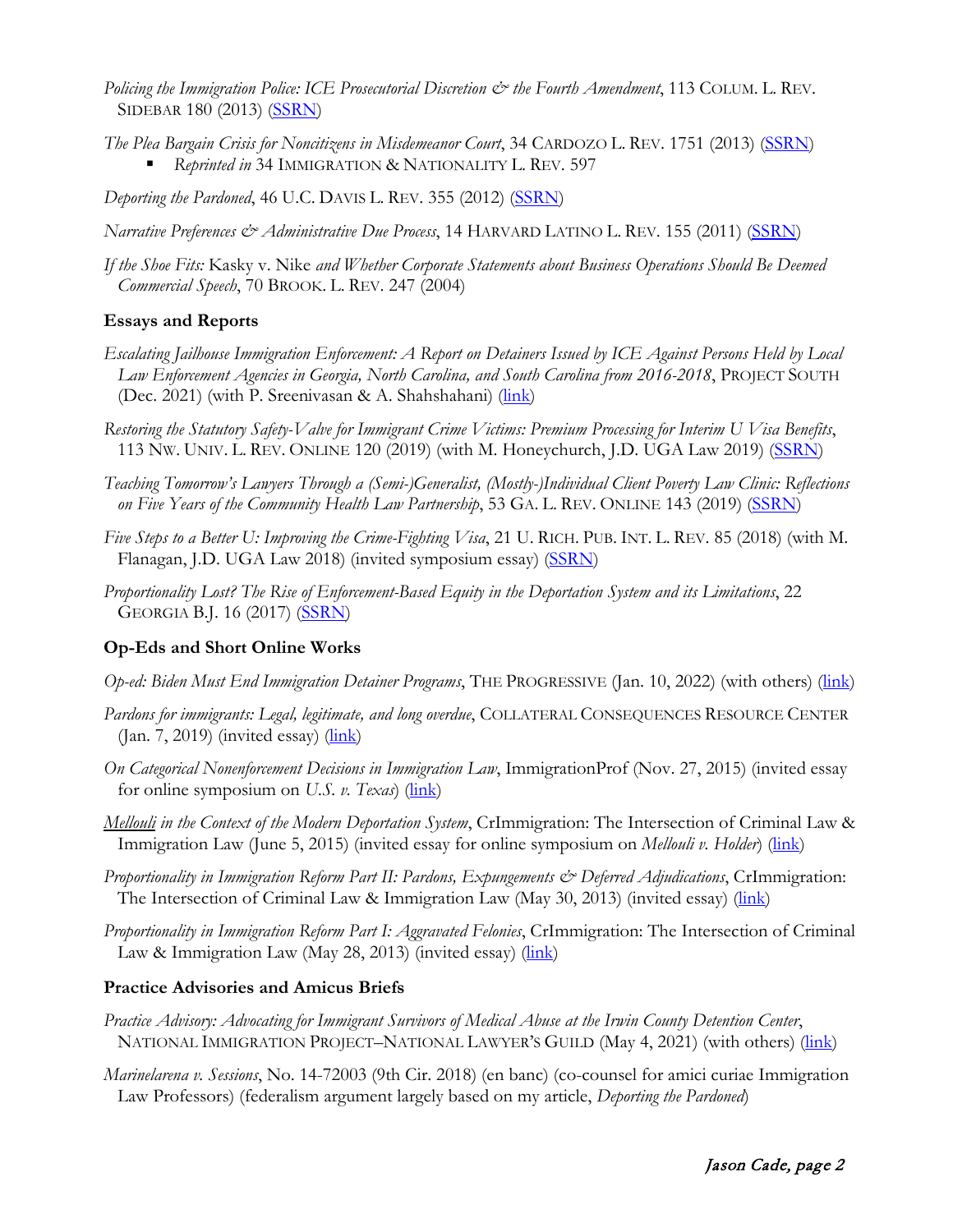*Policing the Immigration Police: ICE Prosecutorial Discretion & the Fourth Amendment*, 113 COLUM. L. REV. SIDEBAR 180 (2013) (SSRN)

*The Plea Bargain Crisis for Noncitizens in Misdemeanor Court*, 34 CARDOZO L. REV. 1751 (2013) (SSRN)

- *Reprinted in* 34 IMMIGRATION & NATIONALITY L. REV. 597

*Deporting the Pardoned*, 46 U.C. DAVIS L. REV. 355 (2012) (SSRN)

*Narrative Preferences & Administrative Due Process*, 14 HARVARD LATINO L. REV. 155 (2011) (SSRN)

*If the Shoe Fits:* Kasky v. Nike *and Whether Corporate Statements about Business Operations Should Be Deemed Commercial Speech*, 70 BROOK. L. REV. 247 (2004)

**Essays and Reports**

*Escalating Jailhouse Immigration Enforcement: A Report on Detainers Issued by ICE Against Persons Held by Local Law Enforcement Agencies in Georgia, North Carolina, and South Carolina from 2016-2018*, PROJECT SOUTH (Dec. 2021) (with P. Sreenivasan & A. Shahshahani) (link)

*Restoring the Statutory Safety-Valve for Immigrant Crime Victims: Premium Processing for Interim U Visa Benefits*, 113 NW. UNIV. L. REV. ONLINE 120 (2019) (with M. Honeychurch, J.D. UGA Law 2019) (SSRN)

*Teaching Tomorrow's Lawyers Through a (Semi-)Generalist, (Mostly-)Individual Client Poverty Law Clinic: Reflections on Five Years of the Community Health Law Partnership*, 53 GA. L. REV. ONLINE 143 (2019) (SSRN)

*Five Steps to a Better U: Improving the Crime-Fighting Visa*, 21 U. RICH. PUB. INT. L. REV. 85 (2018) (with M. Flanagan, J.D. UGA Law 2018) (invited symposium essay) (SSRN)

*Proportionality Lost? The Rise of Enforcement-Based Equity in the Deportation System and its Limitations*, 22 GEORGIA B.J. 16 (2017) (SSRN)

**Op-Eds and Short Online Works**

*Op-ed: Biden Must End Immigration Detainer Programs*, THE PROGRESSIVE (Jan. 10, 2022) (with others) (link)

*Pardons for immigrants: Legal, legitimate, and long overdue*, COLLATERAL CONSEQUENCES RESOURCE CENTER (Jan. 7, 2019) (invited essay) (link)

*On Categorical Nonenforcement Decisions in Immigration Law*, ImmigrationProf (Nov. 27, 2015) (invited essay for online symposium on *U.S. v. Texas*) (link)

*Mellouli in the Context of the Modern Deportation System*, CrImmigration: The Intersection of Criminal Law & Immigration Law (June 5, 2015) (invited essay for online symposium on *Mellouli v. Holder*) (link)

*Proportionality in Immigration Reform Part II: Pardons, Expungements & Deferred Adjudications*, CrImmigration: The Intersection of Criminal Law & Immigration Law (May 30, 2013) (invited essay) (link)

*Proportionality in Immigration Reform Part I: Aggravated Felonies*, CrImmigration: The Intersection of Criminal Law & Immigration Law (May 28, 2013) (invited essay) (link)

**Practice Advisories and Amicus Briefs**

*Practice Advisory: Advocating for Immigrant Survivors of Medical Abuse at the Irwin County Detention Center*, NATIONAL IMMIGRATION PROJECT–NATIONAL LAWYER'S GUILD (May 4, 2021) (with others) (link)

*Marinelarena v. Sessions*, No. 14-72003 (9th Cir. 2018) (en banc) (co-counsel for amici curiae Immigration Law Professors) (federalism argument largely based on my article, *Deporting the Pardoned*)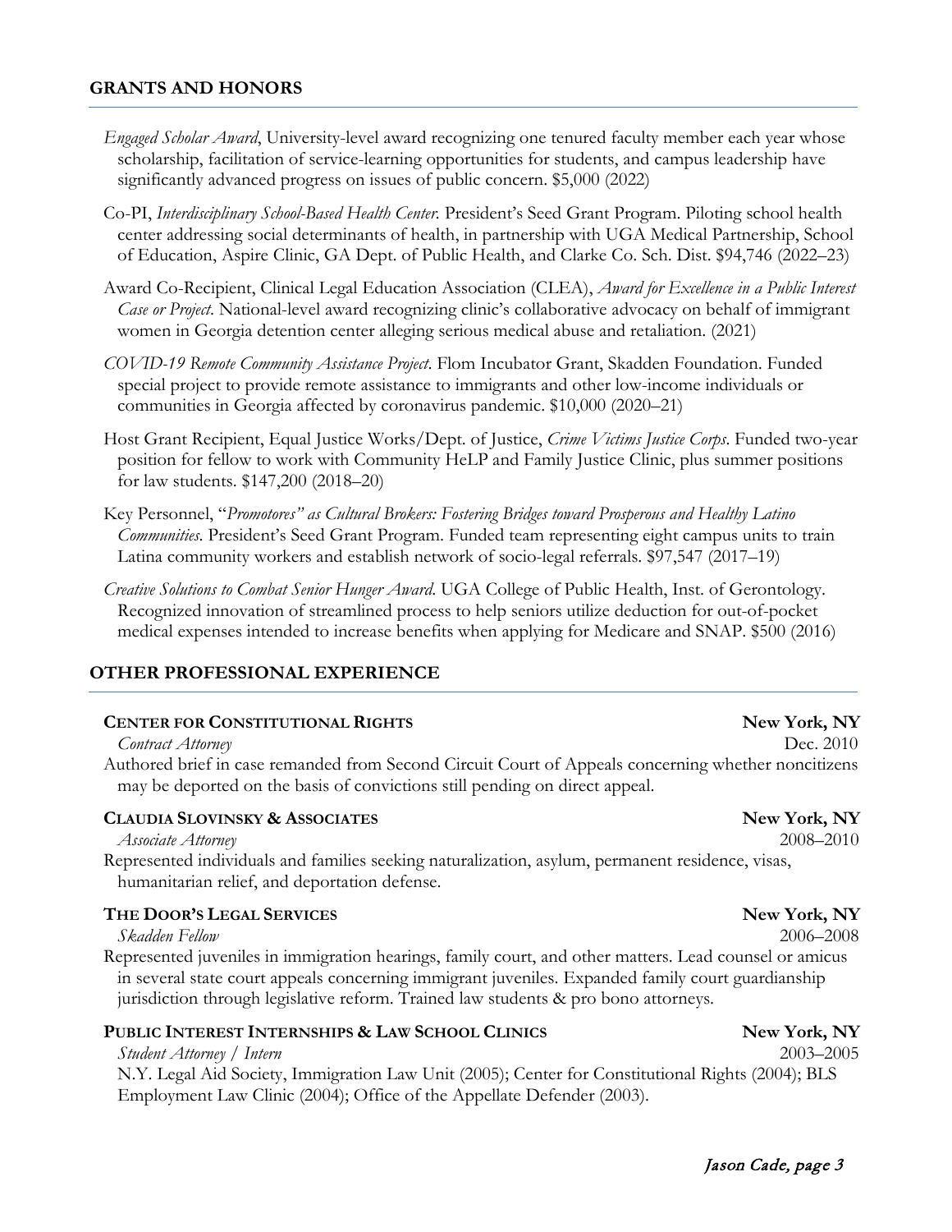## GRANTS AND HONORS

*Engaged Scholar Award*, University-level award recognizing one tenured faculty member each year whose scholarship, facilitation of service-learning opportunities for students, and campus leadership have significantly advanced progress on issues of public concern. $5,000 (2022)

Co-PI, *Interdisciplinary School-Based Health Center.* President's Seed Grant Program. Piloting school health center addressing social determinants of health, in partnership with UGA Medical Partnership, School of Education, Aspire Clinic, GA Dept. of Public Health, and Clarke Co. Sch. Dist. $94,746 (2022–23)

Award Co-Recipient, Clinical Legal Education Association (CLEA), *Award for Excellence in a Public Interest Case or Project*. National-level award recognizing clinic's collaborative advocacy on behalf of immigrant women in Georgia detention center alleging serious medical abuse and retaliation. (2021)

*COVID-19 Remote Community Assistance Project*. Flom Incubator Grant, Skadden Foundation. Funded special project to provide remote assistance to immigrants and other low-income individuals or communities in Georgia affected by coronavirus pandemic. $10,000 (2020–21)

Host Grant Recipient, Equal Justice Works/Dept. of Justice, *Crime Victims Justice Corps*. Funded two-year position for fellow to work with Community HeLP and Family Justice Clinic, plus summer positions for law students. $147,200 (2018–20)

Key Personnel, "*Promotores" as Cultural Brokers: Fostering Bridges toward Prosperous and Healthy Latino Communities*. President's Seed Grant Program. Funded team representing eight campus units to train Latina community workers and establish network of socio-legal referrals. $97,547 (2017–19)

*Creative Solutions to Combat Senior Hunger Award*. UGA College of Public Health, Inst. of Gerontology. Recognized innovation of streamlined process to help seniors utilize deduction for out-of-pocket medical expenses intended to increase benefits when applying for Medicare and SNAP. $500 (2016)

## OTHER PROFESSIONAL EXPERIENCE

**CENTER FOR CONSTITUTIONAL RIGHTS** — **New York, NY**
*Contract Attorney* — Dec. 2010
Authored brief in case remanded from Second Circuit Court of Appeals concerning whether noncitizens may be deported on the basis of convictions still pending on direct appeal.

**CLAUDIA SLOVINSKY & ASSOCIATES** — **New York, NY**
*Associate Attorney* — 2008–2010
Represented individuals and families seeking naturalization, asylum, permanent residence, visas, humanitarian relief, and deportation defense.

**THE DOOR'S LEGAL SERVICES** — **New York, NY**
*Skadden Fellow* — 2006–2008
Represented juveniles in immigration hearings, family court, and other matters. Lead counsel or amicus in several state court appeals concerning immigrant juveniles. Expanded family court guardianship jurisdiction through legislative reform. Trained law students & pro bono attorneys.

**PUBLIC INTEREST INTERNSHIPS & LAW SCHOOL CLINICS** — **New York, NY**
*Student Attorney / Intern* — 2003–2005
N.Y. Legal Aid Society, Immigration Law Unit (2005); Center for Constitutional Rights (2004); BLS Employment Law Clinic (2004); Office of the Appellate Defender (2003).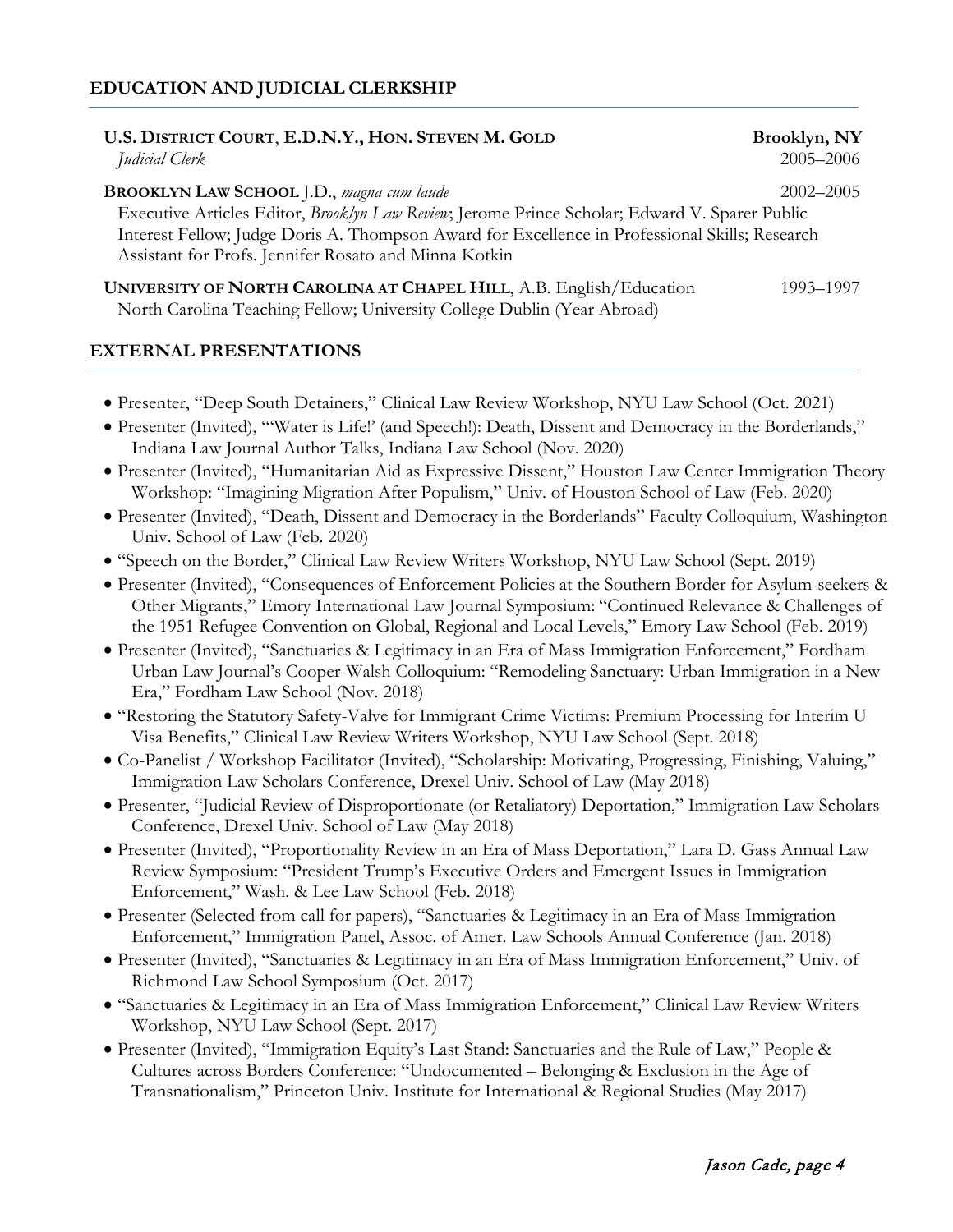## EDUCATION AND JUDICIAL CLERKSHIP

**U.S. DISTRICT COURT, E.D.N.Y., HON. STEVEN M. GOLD** — **Brooklyn, NY**
*Judicial Clerk* — 2005–2006

**BROOKLYN LAW SCHOOL** J.D., *magna cum laude* — 2002–2005
Executive Articles Editor, *Brooklyn Law Review*; Jerome Prince Scholar; Edward V. Sparer Public Interest Fellow; Judge Doris A. Thompson Award for Excellence in Professional Skills; Research Assistant for Profs. Jennifer Rosato and Minna Kotkin

**UNIVERSITY OF NORTH CAROLINA AT CHAPEL HILL**, A.B. English/Education — 1993–1997
North Carolina Teaching Fellow; University College Dublin (Year Abroad)

## EXTERNAL PRESENTATIONS

- Presenter, "Deep South Detainers," Clinical Law Review Workshop, NYU Law School (Oct. 2021)
- Presenter (Invited), "'Water is Life!' (and Speech!): Death, Dissent and Democracy in the Borderlands," Indiana Law Journal Author Talks, Indiana Law School (Nov. 2020)
- Presenter (Invited), "Humanitarian Aid as Expressive Dissent," Houston Law Center Immigration Theory Workshop: "Imagining Migration After Populism," Univ. of Houston School of Law (Feb. 2020)
- Presenter (Invited), "Death, Dissent and Democracy in the Borderlands" Faculty Colloquium, Washington Univ. School of Law (Feb. 2020)
- "Speech on the Border," Clinical Law Review Writers Workshop, NYU Law School (Sept. 2019)
- Presenter (Invited), "Consequences of Enforcement Policies at the Southern Border for Asylum-seekers & Other Migrants," Emory International Law Journal Symposium: "Continued Relevance & Challenges of the 1951 Refugee Convention on Global, Regional and Local Levels," Emory Law School (Feb. 2019)
- Presenter (Invited), "Sanctuaries & Legitimacy in an Era of Mass Immigration Enforcement," Fordham Urban Law Journal's Cooper-Walsh Colloquium: "Remodeling Sanctuary: Urban Immigration in a New Era," Fordham Law School (Nov. 2018)
- "Restoring the Statutory Safety-Valve for Immigrant Crime Victims: Premium Processing for Interim U Visa Benefits," Clinical Law Review Writers Workshop, NYU Law School (Sept. 2018)
- Co-Panelist / Workshop Facilitator (Invited), "Scholarship: Motivating, Progressing, Finishing, Valuing," Immigration Law Scholars Conference, Drexel Univ. School of Law (May 2018)
- Presenter, "Judicial Review of Disproportionate (or Retaliatory) Deportation," Immigration Law Scholars Conference, Drexel Univ. School of Law (May 2018)
- Presenter (Invited), "Proportionality Review in an Era of Mass Deportation," Lara D. Gass Annual Law Review Symposium: "President Trump's Executive Orders and Emergent Issues in Immigration Enforcement," Wash. & Lee Law School (Feb. 2018)
- Presenter (Selected from call for papers), "Sanctuaries & Legitimacy in an Era of Mass Immigration Enforcement," Immigration Panel, Assoc. of Amer. Law Schools Annual Conference (Jan. 2018)
- Presenter (Invited), "Sanctuaries & Legitimacy in an Era of Mass Immigration Enforcement," Univ. of Richmond Law School Symposium (Oct. 2017)
- "Sanctuaries & Legitimacy in an Era of Mass Immigration Enforcement," Clinical Law Review Writers Workshop, NYU Law School (Sept. 2017)
- Presenter (Invited), "Immigration Equity's Last Stand: Sanctuaries and the Rule of Law," People & Cultures across Borders Conference: "Undocumented – Belonging & Exclusion in the Age of Transnationalism," Princeton Univ. Institute for International & Regional Studies (May 2017)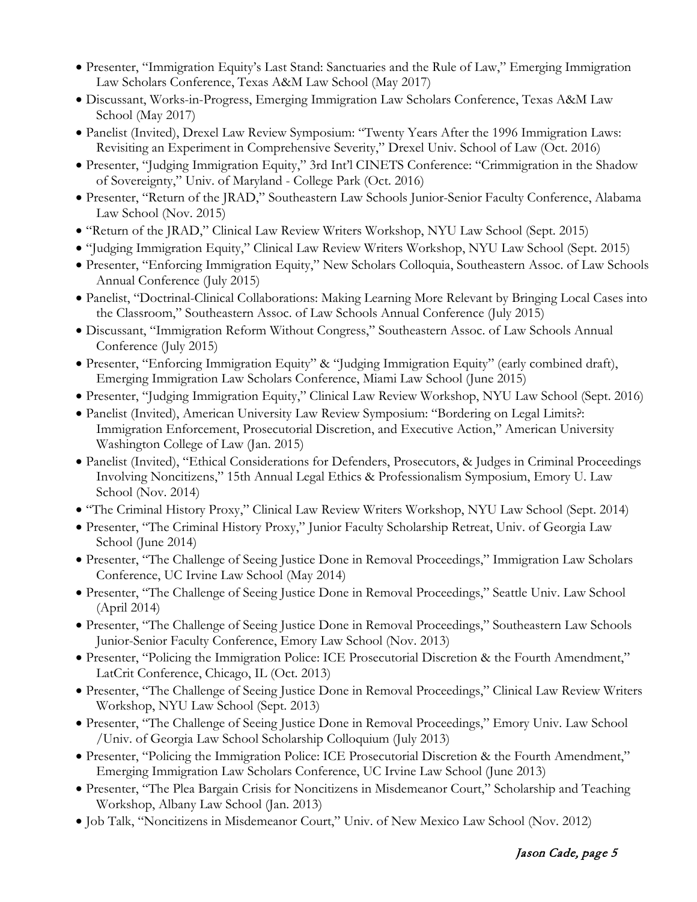- Presenter, "Immigration Equity's Last Stand: Sanctuaries and the Rule of Law," Emerging Immigration Law Scholars Conference, Texas A&M Law School (May 2017)
- Discussant, Works-in-Progress, Emerging Immigration Law Scholars Conference, Texas A&M Law School (May 2017)
- Panelist (Invited), Drexel Law Review Symposium: "Twenty Years After the 1996 Immigration Laws: Revisiting an Experiment in Comprehensive Severity," Drexel Univ. School of Law (Oct. 2016)
- Presenter, "Judging Immigration Equity," 3rd Int'l CINETS Conference: "Crimmigration in the Shadow of Sovereignty," Univ. of Maryland - College Park (Oct. 2016)
- Presenter, "Return of the JRAD," Southeastern Law Schools Junior-Senior Faculty Conference, Alabama Law School (Nov. 2015)
- "Return of the JRAD," Clinical Law Review Writers Workshop, NYU Law School (Sept. 2015)
- "Judging Immigration Equity," Clinical Law Review Writers Workshop, NYU Law School (Sept. 2015)
- Presenter, "Enforcing Immigration Equity," New Scholars Colloquia, Southeastern Assoc. of Law Schools Annual Conference (July 2015)
- Panelist, "Doctrinal-Clinical Collaborations: Making Learning More Relevant by Bringing Local Cases into the Classroom," Southeastern Assoc. of Law Schools Annual Conference (July 2015)
- Discussant, "Immigration Reform Without Congress," Southeastern Assoc. of Law Schools Annual Conference (July 2015)
- Presenter, "Enforcing Immigration Equity" & "Judging Immigration Equity" (early combined draft), Emerging Immigration Law Scholars Conference, Miami Law School (June 2015)
- Presenter, "Judging Immigration Equity," Clinical Law Review Workshop, NYU Law School (Sept. 2016)
- Panelist (Invited), American University Law Review Symposium: "Bordering on Legal Limits?: Immigration Enforcement, Prosecutorial Discretion, and Executive Action," American University Washington College of Law (Jan. 2015)
- Panelist (Invited), "Ethical Considerations for Defenders, Prosecutors, & Judges in Criminal Proceedings Involving Noncitizens," 15th Annual Legal Ethics & Professionalism Symposium, Emory U. Law School (Nov. 2014)
- "The Criminal History Proxy," Clinical Law Review Writers Workshop, NYU Law School (Sept. 2014)
- Presenter, "The Criminal History Proxy," Junior Faculty Scholarship Retreat, Univ. of Georgia Law School (June 2014)
- Presenter, "The Challenge of Seeing Justice Done in Removal Proceedings," Immigration Law Scholars Conference, UC Irvine Law School (May 2014)
- Presenter, "The Challenge of Seeing Justice Done in Removal Proceedings," Seattle Univ. Law School (April 2014)
- Presenter, "The Challenge of Seeing Justice Done in Removal Proceedings," Southeastern Law Schools Junior-Senior Faculty Conference, Emory Law School (Nov. 2013)
- Presenter, "Policing the Immigration Police: ICE Prosecutorial Discretion & the Fourth Amendment," LatCrit Conference, Chicago, IL (Oct. 2013)
- Presenter, "The Challenge of Seeing Justice Done in Removal Proceedings," Clinical Law Review Writers Workshop, NYU Law School (Sept. 2013)
- Presenter, "The Challenge of Seeing Justice Done in Removal Proceedings," Emory Univ. Law School /Univ. of Georgia Law School Scholarship Colloquium (July 2013)
- Presenter, "Policing the Immigration Police: ICE Prosecutorial Discretion & the Fourth Amendment," Emerging Immigration Law Scholars Conference, UC Irvine Law School (June 2013)
- Presenter, "The Plea Bargain Crisis for Noncitizens in Misdemeanor Court," Scholarship and Teaching Workshop, Albany Law School (Jan. 2013)
- Job Talk, "Noncitizens in Misdemeanor Court," Univ. of New Mexico Law School (Nov. 2012)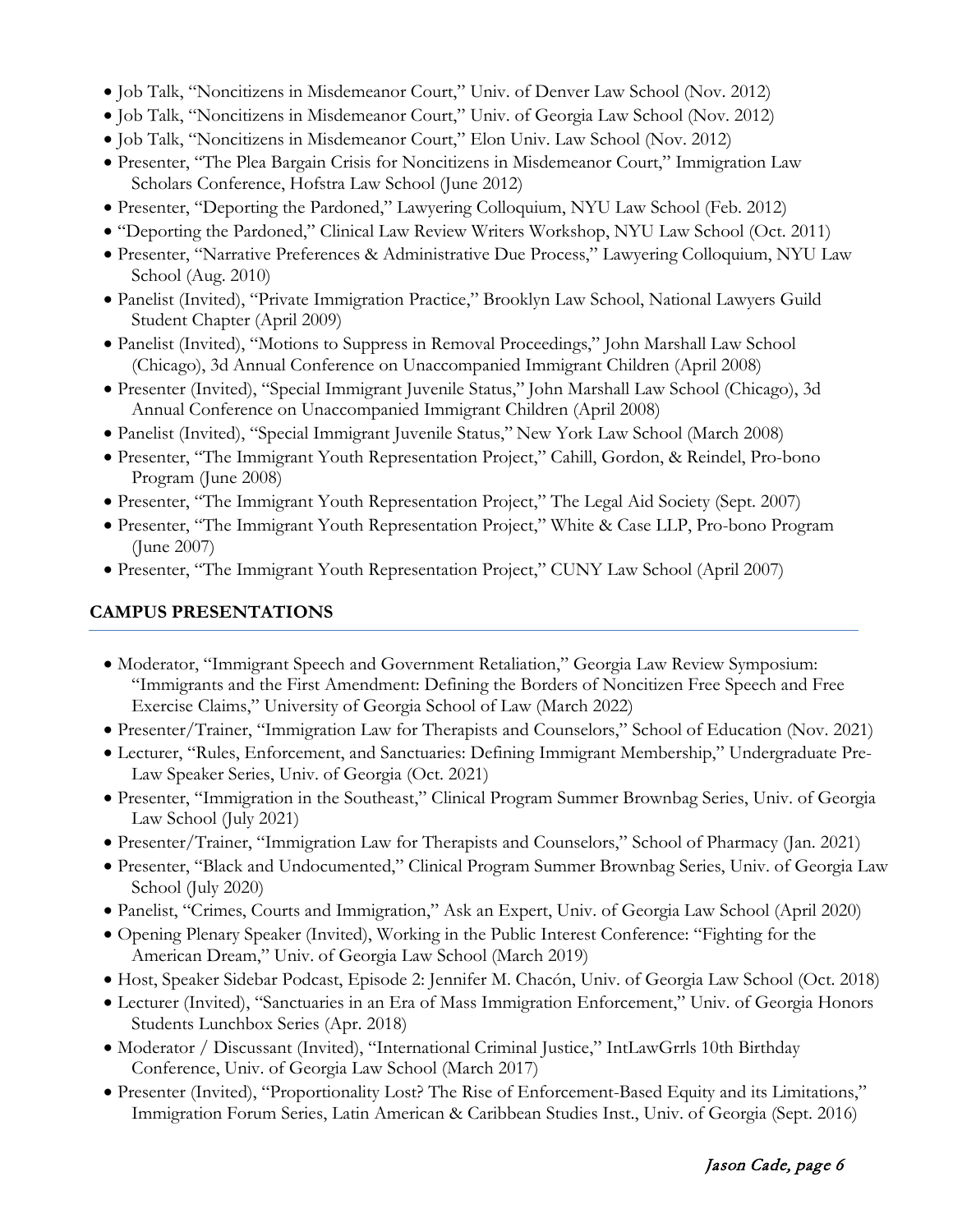- Job Talk, "Noncitizens in Misdemeanor Court," Univ. of Denver Law School (Nov. 2012)
- Job Talk, "Noncitizens in Misdemeanor Court," Univ. of Georgia Law School (Nov. 2012)
- Job Talk, "Noncitizens in Misdemeanor Court," Elon Univ. Law School (Nov. 2012)
- Presenter, "The Plea Bargain Crisis for Noncitizens in Misdemeanor Court," Immigration Law Scholars Conference, Hofstra Law School (June 2012)
- Presenter, "Deporting the Pardoned," Lawyering Colloquium, NYU Law School (Feb. 2012)
- "Deporting the Pardoned," Clinical Law Review Writers Workshop, NYU Law School (Oct. 2011)
- Presenter, "Narrative Preferences & Administrative Due Process," Lawyering Colloquium, NYU Law School (Aug. 2010)
- Panelist (Invited), "Private Immigration Practice," Brooklyn Law School, National Lawyers Guild Student Chapter (April 2009)
- Panelist (Invited), "Motions to Suppress in Removal Proceedings," John Marshall Law School (Chicago), 3d Annual Conference on Unaccompanied Immigrant Children (April 2008)
- Presenter (Invited), "Special Immigrant Juvenile Status," John Marshall Law School (Chicago), 3d Annual Conference on Unaccompanied Immigrant Children (April 2008)
- Panelist (Invited), "Special Immigrant Juvenile Status," New York Law School (March 2008)
- Presenter, "The Immigrant Youth Representation Project," Cahill, Gordon, & Reindel, Pro-bono Program (June 2008)
- Presenter, "The Immigrant Youth Representation Project," The Legal Aid Society (Sept. 2007)
- Presenter, "The Immigrant Youth Representation Project," White & Case LLP, Pro-bono Program (June 2007)
- Presenter, "The Immigrant Youth Representation Project," CUNY Law School (April 2007)

## CAMPUS PRESENTATIONS

- Moderator, "Immigrant Speech and Government Retaliation," Georgia Law Review Symposium: "Immigrants and the First Amendment: Defining the Borders of Noncitizen Free Speech and Free Exercise Claims," University of Georgia School of Law (March 2022)
- Presenter/Trainer, "Immigration Law for Therapists and Counselors," School of Education (Nov. 2021)
- Lecturer, "Rules, Enforcement, and Sanctuaries: Defining Immigrant Membership," Undergraduate Pre-Law Speaker Series, Univ. of Georgia (Oct. 2021)
- Presenter, "Immigration in the Southeast," Clinical Program Summer Brownbag Series, Univ. of Georgia Law School (July 2021)
- Presenter/Trainer, "Immigration Law for Therapists and Counselors," School of Pharmacy (Jan. 2021)
- Presenter, "Black and Undocumented," Clinical Program Summer Brownbag Series, Univ. of Georgia Law School (July 2020)
- Panelist, "Crimes, Courts and Immigration," Ask an Expert, Univ. of Georgia Law School (April 2020)
- Opening Plenary Speaker (Invited), Working in the Public Interest Conference: "Fighting for the American Dream," Univ. of Georgia Law School (March 2019)
- Host, Speaker Sidebar Podcast, Episode 2: Jennifer M. Chacón, Univ. of Georgia Law School (Oct. 2018)
- Lecturer (Invited), "Sanctuaries in an Era of Mass Immigration Enforcement," Univ. of Georgia Honors Students Lunchbox Series (Apr. 2018)
- Moderator / Discussant (Invited), "International Criminal Justice," IntLawGrrls 10th Birthday Conference, Univ. of Georgia Law School (March 2017)
- Presenter (Invited), "Proportionality Lost? The Rise of Enforcement-Based Equity and its Limitations," Immigration Forum Series, Latin American & Caribbean Studies Inst., Univ. of Georgia (Sept. 2016)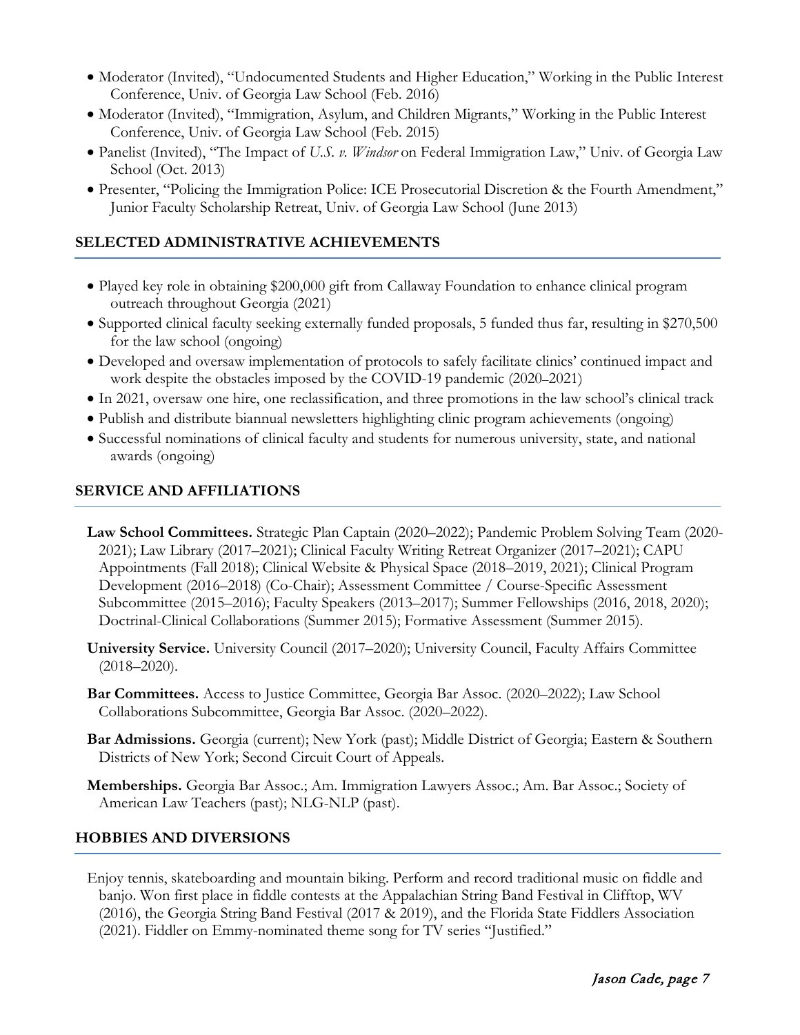- Moderator (Invited), "Undocumented Students and Higher Education," Working in the Public Interest Conference, Univ. of Georgia Law School (Feb. 2016)
- Moderator (Invited), "Immigration, Asylum, and Children Migrants," Working in the Public Interest Conference, Univ. of Georgia Law School (Feb. 2015)
- Panelist (Invited), "The Impact of *U.S. v. Windsor* on Federal Immigration Law," Univ. of Georgia Law School (Oct. 2013)
- Presenter, "Policing the Immigration Police: ICE Prosecutorial Discretion & the Fourth Amendment," Junior Faculty Scholarship Retreat, Univ. of Georgia Law School (June 2013)

## SELECTED ADMINISTRATIVE ACHIEVEMENTS

- Played key role in obtaining $200,000 gift from Callaway Foundation to enhance clinical program outreach throughout Georgia (2021)
- Supported clinical faculty seeking externally funded proposals, 5 funded thus far, resulting in $270,500 for the law school (ongoing)
- Developed and oversaw implementation of protocols to safely facilitate clinics' continued impact and work despite the obstacles imposed by the COVID-19 pandemic (2020–2021)
- In 2021, oversaw one hire, one reclassification, and three promotions in the law school's clinical track
- Publish and distribute biannual newsletters highlighting clinic program achievements (ongoing)
- Successful nominations of clinical faculty and students for numerous university, state, and national awards (ongoing)

## SERVICE AND AFFILIATIONS

**Law School Committees.** Strategic Plan Captain (2020–2022); Pandemic Problem Solving Team (2020-2021); Law Library (2017–2021); Clinical Faculty Writing Retreat Organizer (2017–2021); CAPU Appointments (Fall 2018); Clinical Website & Physical Space (2018–2019, 2021); Clinical Program Development (2016–2018) (Co-Chair); Assessment Committee / Course-Specific Assessment Subcommittee (2015–2016); Faculty Speakers (2013–2017); Summer Fellowships (2016, 2018, 2020); Doctrinal-Clinical Collaborations (Summer 2015); Formative Assessment (Summer 2015).

**University Service.** University Council (2017–2020); University Council, Faculty Affairs Committee (2018–2020).

**Bar Committees.** Access to Justice Committee, Georgia Bar Assoc. (2020–2022); Law School Collaborations Subcommittee, Georgia Bar Assoc. (2020–2022).

**Bar Admissions.** Georgia (current); New York (past); Middle District of Georgia; Eastern & Southern Districts of New York; Second Circuit Court of Appeals.

**Memberships.** Georgia Bar Assoc.; Am. Immigration Lawyers Assoc.; Am. Bar Assoc.; Society of American Law Teachers (past); NLG-NLP (past).

## HOBBIES AND DIVERSIONS

Enjoy tennis, skateboarding and mountain biking. Perform and record traditional music on fiddle and banjo. Won first place in fiddle contests at the Appalachian String Band Festival in Clifftop, WV (2016), the Georgia String Band Festival (2017 & 2019), and the Florida State Fiddlers Association (2021). Fiddler on Emmy-nominated theme song for TV series "Justified."